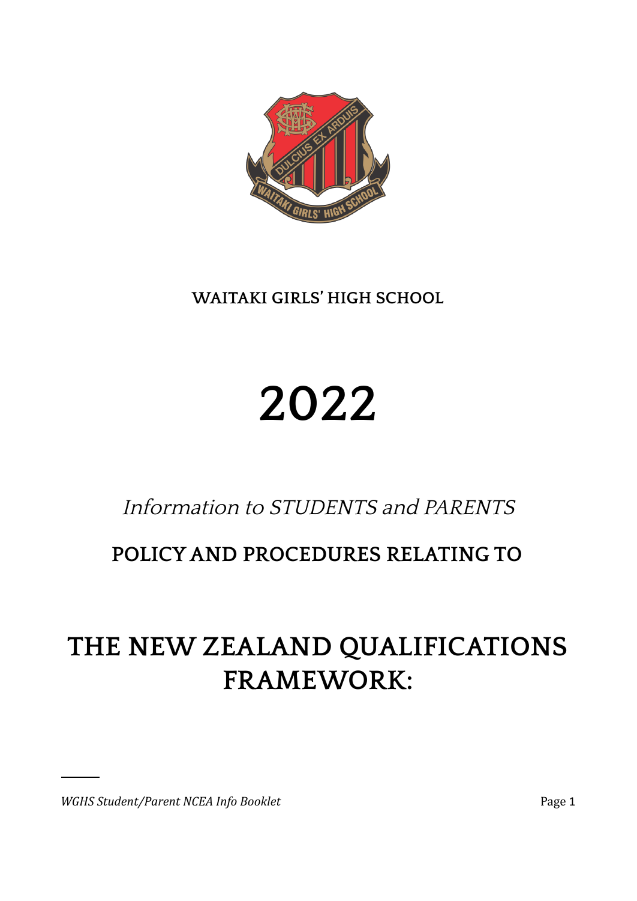WAITAKI GIRLS' HIGH SCHOOL

# 2022

*Information to STUDENTS and PARENTS*

## POLICY AND PROCEDURES RELATING TO

# THE NEW ZEALAND QUALIFICATIONS FRAMEWORK: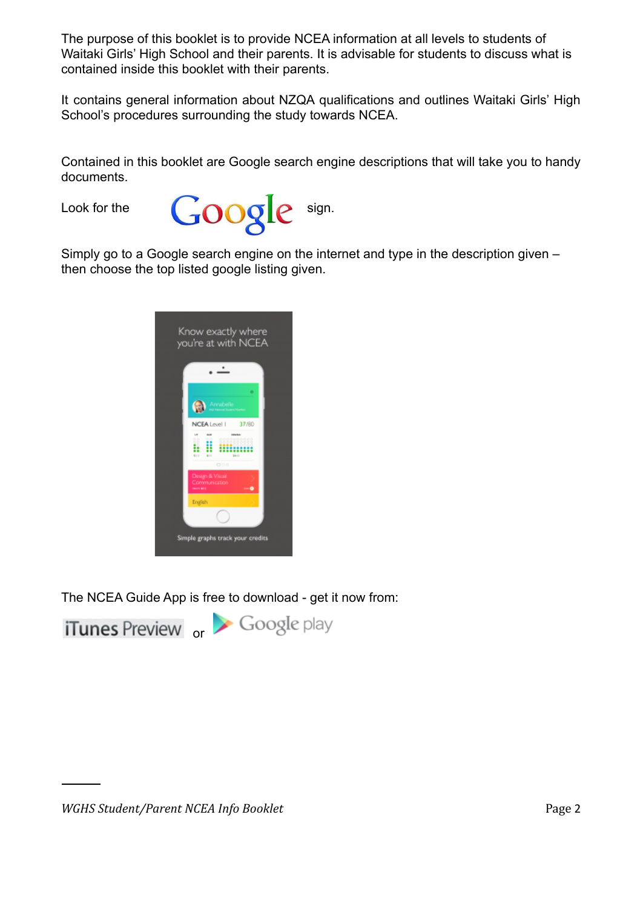The purpose of this booklet is to provide NCEA information at all levels to students of Waitaki Girls' High School and their parents. It is advisable for students to discuss what is contained inside this booklet with their parents.

It contains general information about NZQA qualifications and outlines Waitaki Girls' High School's procedures surrounding the study towards NCEA.

Contained in this booklet are Google search engine descriptions that will take you to handy documents.

Look for the Google sign.

Simply go to a Google search engine on the internet and type in the description given – then choose the top listed google listing given.

The NCEA Guide App is free to download - get it now from:

iTunes Preview or Google play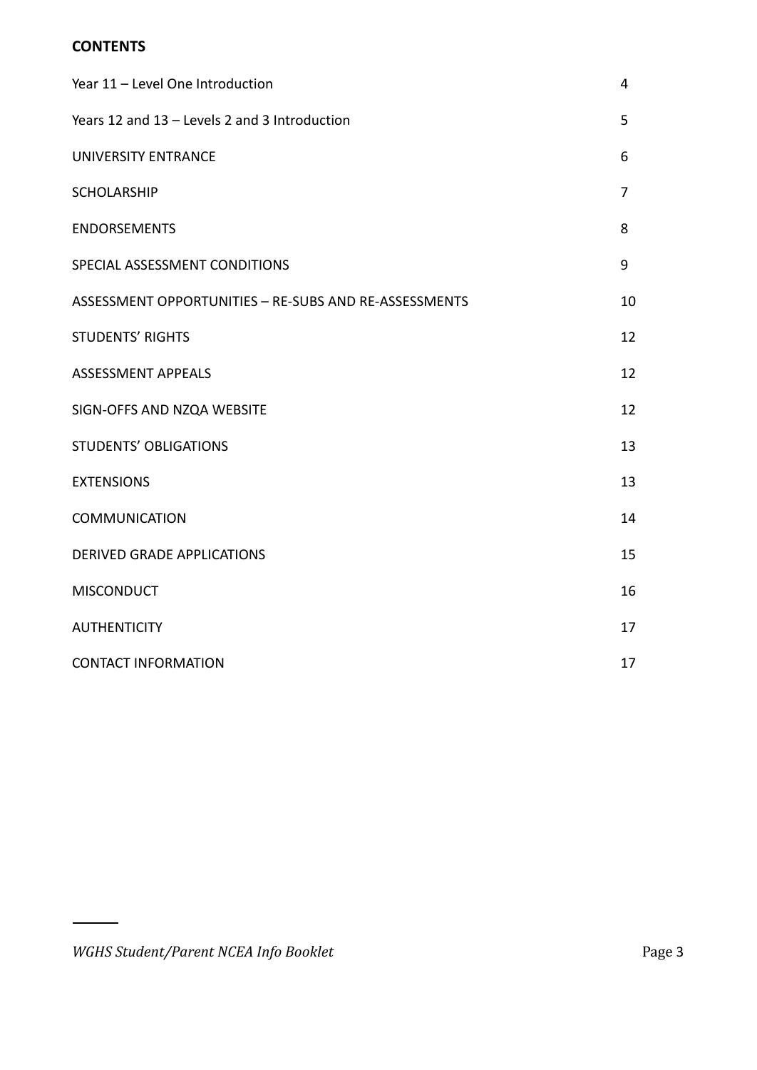**CONTENTS**

| | |
|---|---|
| Year 11 – Level One Introduction | 4 |
| Years 12 and 13 – Levels 2 and 3 Introduction | 5 |
| UNIVERSITY ENTRANCE | 6 |
| SCHOLARSHIP | 7 |
| ENDORSEMENTS | 8 |
| SPECIAL ASSESSMENT CONDITIONS | 9 |
| ASSESSMENT OPPORTUNITIES – RE-SUBS AND RE-ASSESSMENTS | 10 |
| STUDENTS' RIGHTS | 12 |
| ASSESSMENT APPEALS | 12 |
| SIGN-OFFS AND NZQA WEBSITE | 12 |
| STUDENTS' OBLIGATIONS | 13 |
| EXTENSIONS | 13 |
| COMMUNICATION | 14 |
| DERIVED GRADE APPLICATIONS | 15 |
| MISCONDUCT | 16 |
| AUTHENTICITY | 17 |
| CONTACT INFORMATION | 17 |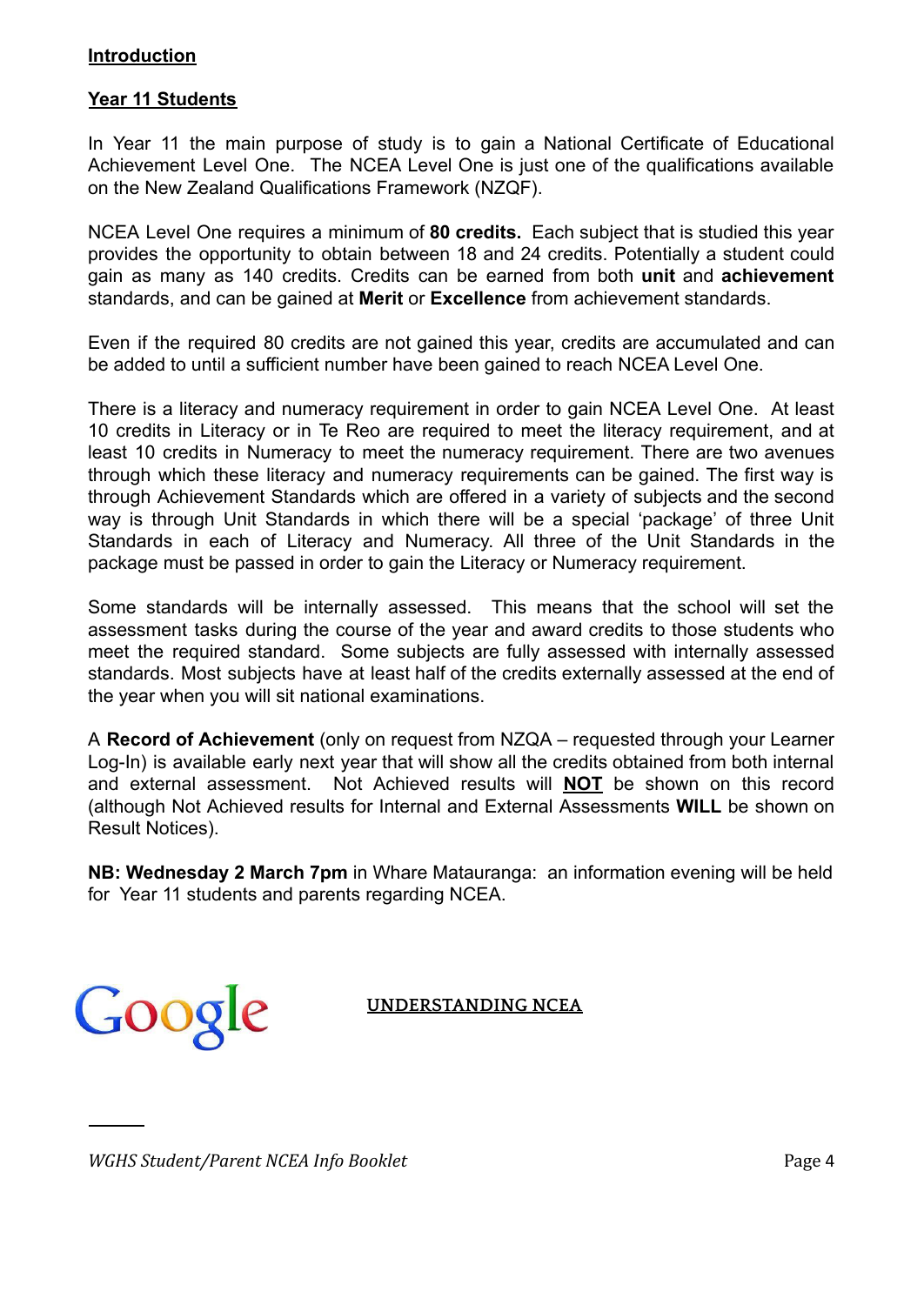## Introduction

### Year 11 Students

In Year 11 the main purpose of study is to gain a National Certificate of Educational Achievement Level One. The NCEA Level One is just one of the qualifications available on the New Zealand Qualifications Framework (NZQF).

NCEA Level One requires a minimum of **80 credits.** Each subject that is studied this year provides the opportunity to obtain between 18 and 24 credits. Potentially a student could gain as many as 140 credits. Credits can be earned from both **unit** and **achievement** standards, and can be gained at **Merit** or **Excellence** from achievement standards.

Even if the required 80 credits are not gained this year, credits are accumulated and can be added to until a sufficient number have been gained to reach NCEA Level One.

There is a literacy and numeracy requirement in order to gain NCEA Level One. At least 10 credits in Literacy or in Te Reo are required to meet the literacy requirement, and at least 10 credits in Numeracy to meet the numeracy requirement. There are two avenues through which these literacy and numeracy requirements can be gained. The first way is through Achievement Standards which are offered in a variety of subjects and the second way is through Unit Standards in which there will be a special 'package' of three Unit Standards in each of Literacy and Numeracy. All three of the Unit Standards in the package must be passed in order to gain the Literacy or Numeracy requirement.

Some standards will be internally assessed. This means that the school will set the assessment tasks during the course of the year and award credits to those students who meet the required standard. Some subjects are fully assessed with internally assessed standards. Most subjects have at least half of the credits externally assessed at the end of the year when you will sit national examinations.

A **Record of Achievement** (only on request from NZQA – requested through your Learner Log-In) is available early next year that will show all the credits obtained from both internal and external assessment. Not Achieved results will **NOT** be shown on this record (although Not Achieved results for Internal and External Assessments **WILL** be shown on Result Notices).

**NB: Wednesday 2 March 7pm** in Whare Matauranga: an information evening will be held for Year 11 students and parents regarding NCEA.

Google UNDERSTANDING NCEA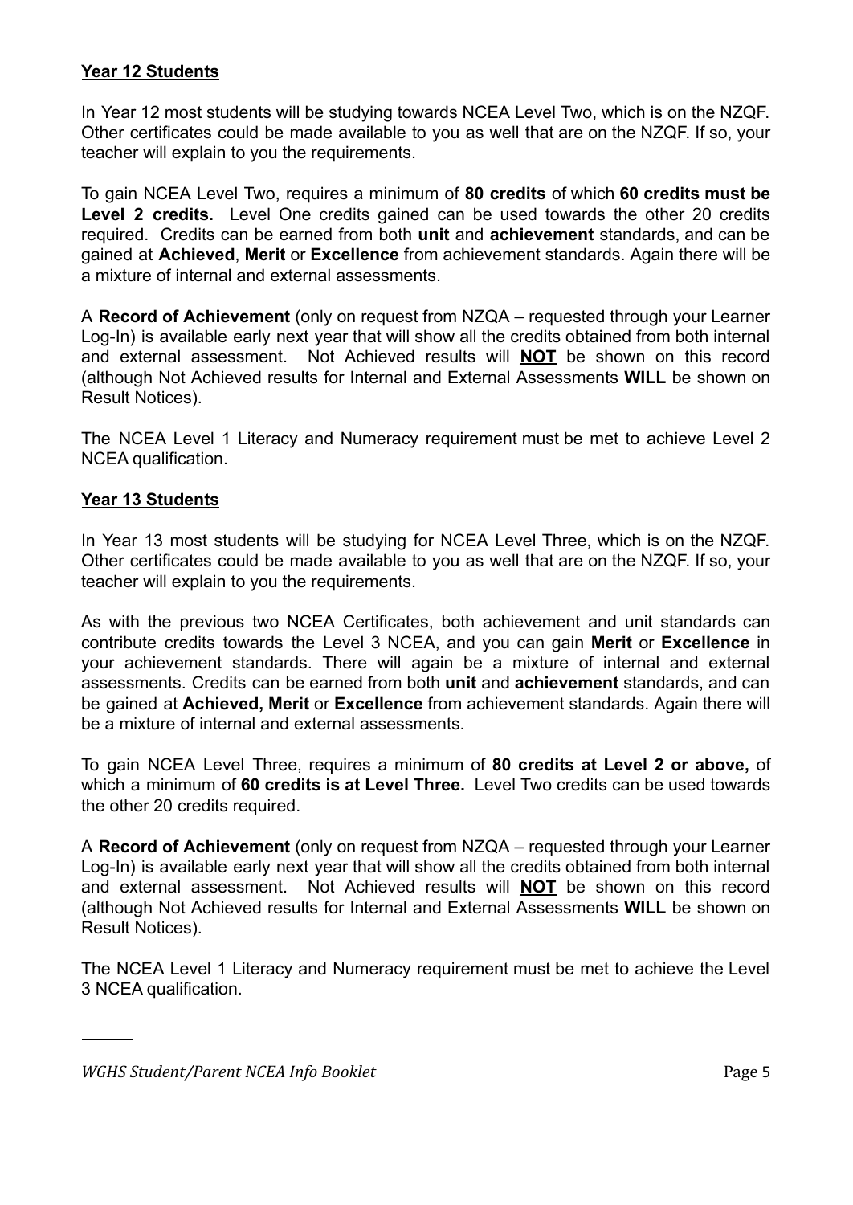**Year 12 Students**

In Year 12 most students will be studying towards NCEA Level Two, which is on the NZQF. Other certificates could be made available to you as well that are on the NZQF. If so, your teacher will explain to you the requirements.

To gain NCEA Level Two, requires a minimum of **80 credits** of which **60 credits must be Level 2 credits.** Level One credits gained can be used towards the other 20 credits required. Credits can be earned from both **unit** and **achievement** standards, and can be gained at **Achieved**, **Merit** or **Excellence** from achievement standards. Again there will be a mixture of internal and external assessments.

A **Record of Achievement** (only on request from NZQA – requested through your Learner Log-In) is available early next year that will show all the credits obtained from both internal and external assessment. Not Achieved results will **NOT** be shown on this record (although Not Achieved results for Internal and External Assessments **WILL** be shown on Result Notices).

The NCEA Level 1 Literacy and Numeracy requirement must be met to achieve Level 2 NCEA qualification.

**Year 13 Students**

In Year 13 most students will be studying for NCEA Level Three, which is on the NZQF. Other certificates could be made available to you as well that are on the NZQF. If so, your teacher will explain to you the requirements.

As with the previous two NCEA Certificates, both achievement and unit standards can contribute credits towards the Level 3 NCEA, and you can gain **Merit** or **Excellence** in your achievement standards. There will again be a mixture of internal and external assessments. Credits can be earned from both **unit** and **achievement** standards, and can be gained at **Achieved, Merit** or **Excellence** from achievement standards. Again there will be a mixture of internal and external assessments.

To gain NCEA Level Three, requires a minimum of **80 credits at Level 2 or above,** of which a minimum of **60 credits is at Level Three.** Level Two credits can be used towards the other 20 credits required.

A **Record of Achievement** (only on request from NZQA – requested through your Learner Log-In) is available early next year that will show all the credits obtained from both internal and external assessment. Not Achieved results will **NOT** be shown on this record (although Not Achieved results for Internal and External Assessments **WILL** be shown on Result Notices).

The NCEA Level 1 Literacy and Numeracy requirement must be met to achieve the Level 3 NCEA qualification.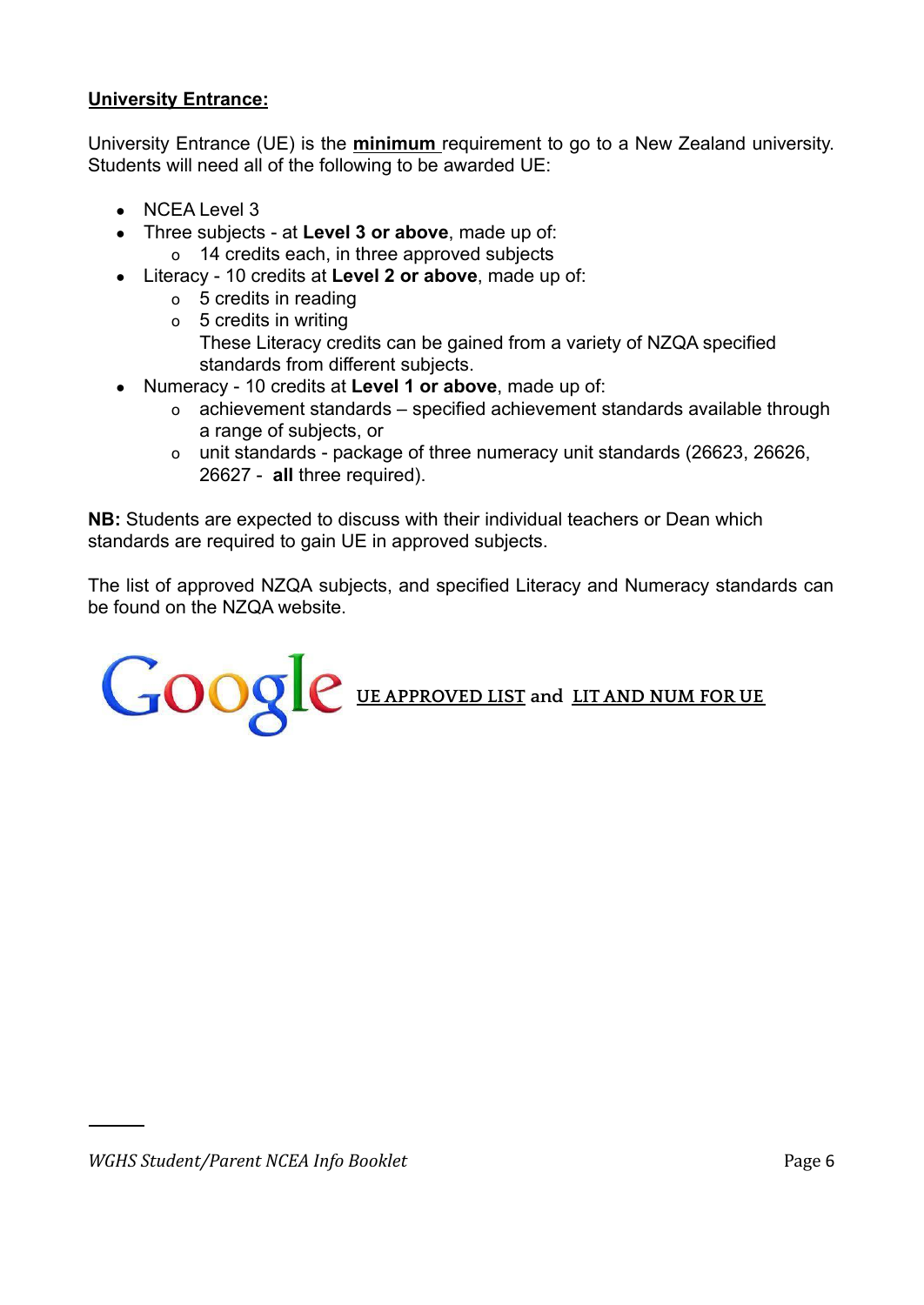**University Entrance:**

University Entrance (UE) is the **minimum** requirement to go to a New Zealand university. Students will need all of the following to be awarded UE:

- NCEA Level 3
- Three subjects - at **Level 3 or above**, made up of:
  - 14 credits each, in three approved subjects
- Literacy - 10 credits at **Level 2 or above**, made up of:
  - 5 credits in reading
  - 5 credits in writing

    These Literacy credits can be gained from a variety of NZQA specified standards from different subjects.
- Numeracy - 10 credits at **Level 1 or above**, made up of:
  - achievement standards – specified achievement standards available through a range of subjects, or
  - unit standards - package of three numeracy unit standards (26623, 26626, 26627 - **all** three required).

**NB:** Students are expected to discuss with their individual teachers or Dean which standards are required to gain UE in approved subjects.

The list of approved NZQA subjects, and specified Literacy and Numeracy standards can be found on the NZQA website.

Google UE APPROVED LIST and LIT AND NUM FOR UE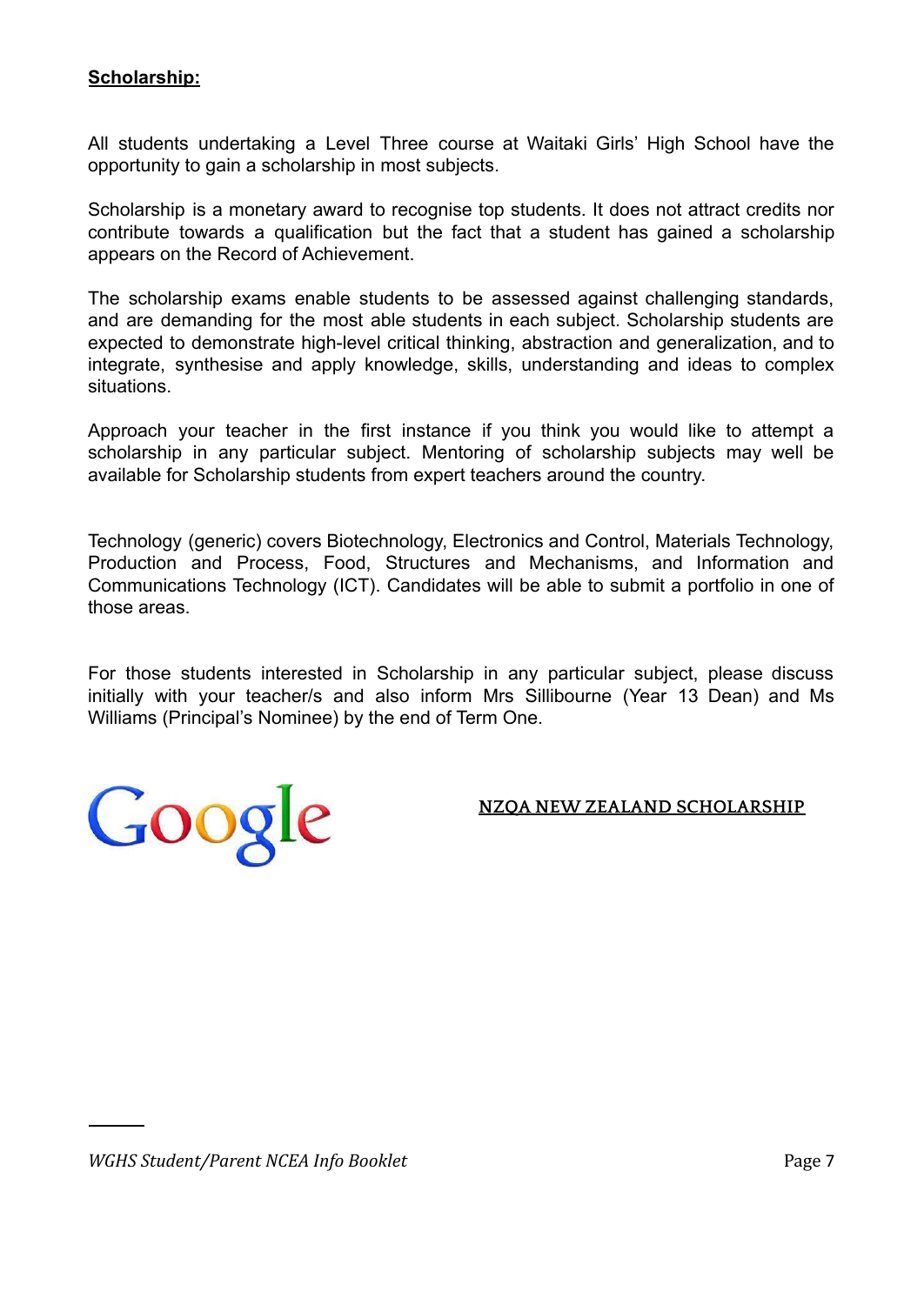**Scholarship:**

All students undertaking a Level Three course at Waitaki Girls' High School have the opportunity to gain a scholarship in most subjects.

Scholarship is a monetary award to recognise top students. It does not attract credits nor contribute towards a qualification but the fact that a student has gained a scholarship appears on the Record of Achievement.

The scholarship exams enable students to be assessed against challenging standards, and are demanding for the most able students in each subject. Scholarship students are expected to demonstrate high-level critical thinking, abstraction and generalization, and to integrate, synthesise and apply knowledge, skills, understanding and ideas to complex situations.

Approach your teacher in the first instance if you think you would like to attempt a scholarship in any particular subject. Mentoring of scholarship subjects may well be available for Scholarship students from expert teachers around the country.

Technology (generic) covers Biotechnology, Electronics and Control, Materials Technology, Production and Process, Food, Structures and Mechanisms, and Information and Communications Technology (ICT). Candidates will be able to submit a portfolio in one of those areas.

For those students interested in Scholarship in any particular subject, please discuss initially with your teacher/s and also inform Mrs Sillibourne (Year 13 Dean) and Ms Williams (Principal's Nominee) by the end of Term One.

Google

NZQA NEW ZEALAND SCHOLARSHIP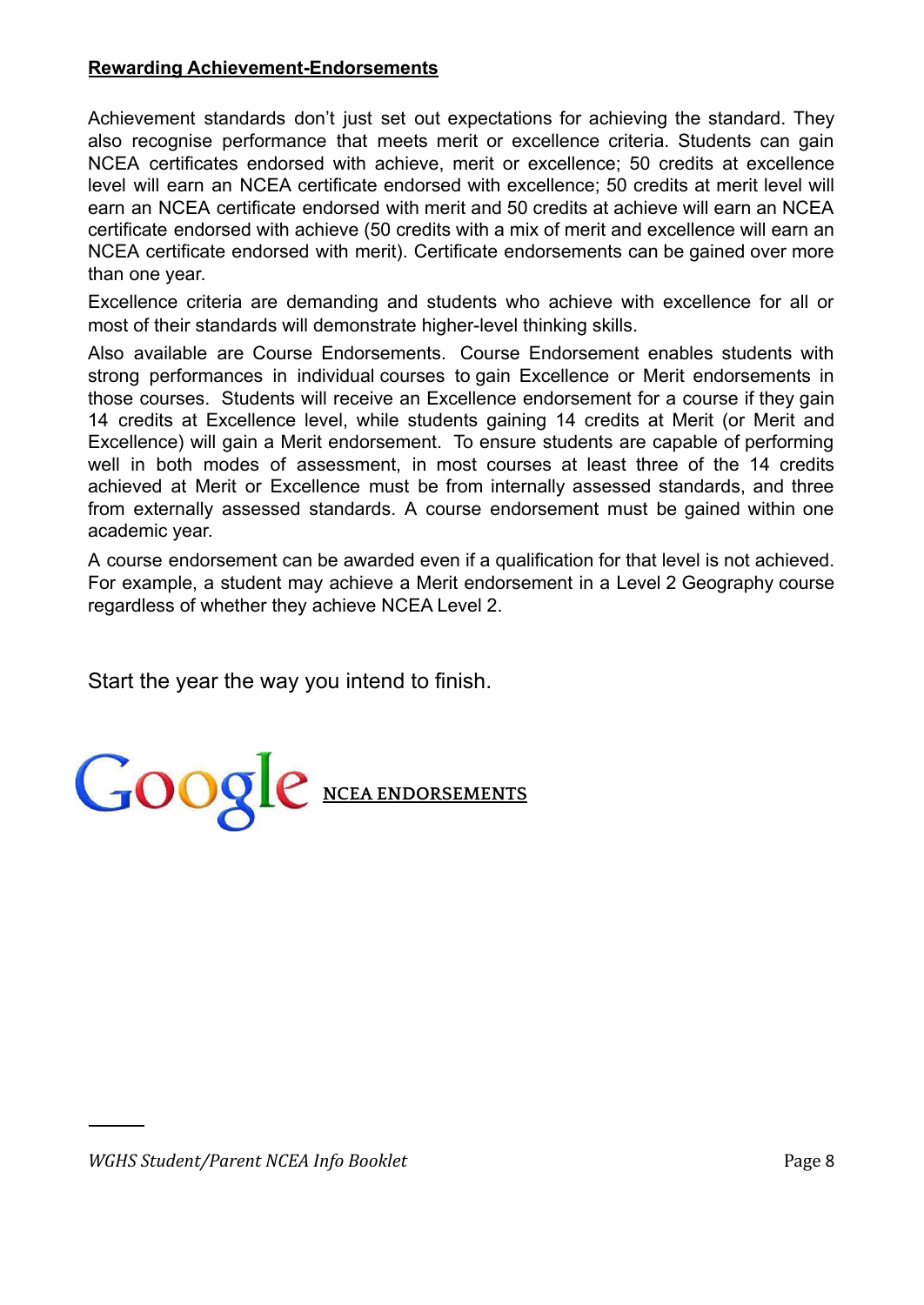**Rewarding Achievement-Endorsements**

Achievement standards don't just set out expectations for achieving the standard. They also recognise performance that meets merit or excellence criteria. Students can gain NCEA certificates endorsed with achieve, merit or excellence; 50 credits at excellence level will earn an NCEA certificate endorsed with excellence; 50 credits at merit level will earn an NCEA certificate endorsed with merit and 50 credits at achieve will earn an NCEA certificate endorsed with achieve (50 credits with a mix of merit and excellence will earn an NCEA certificate endorsed with merit). Certificate endorsements can be gained over more than one year.

Excellence criteria are demanding and students who achieve with excellence for all or most of their standards will demonstrate higher-level thinking skills.

Also available are Course Endorsements. Course Endorsement enables students with strong performances in individual courses to gain Excellence or Merit endorsements in those courses. Students will receive an Excellence endorsement for a course if they gain 14 credits at Excellence level, while students gaining 14 credits at Merit (or Merit and Excellence) will gain a Merit endorsement. To ensure students are capable of performing well in both modes of assessment, in most courses at least three of the 14 credits achieved at Merit or Excellence must be from internally assessed standards, and three from externally assessed standards. A course endorsement must be gained within one academic year.

A course endorsement can be awarded even if a qualification for that level is not achieved. For example, a student may achieve a Merit endorsement in a Level 2 Geography course regardless of whether they achieve NCEA Level 2.

Start the year the way you intend to finish.

Google NCEA ENDORSEMENTS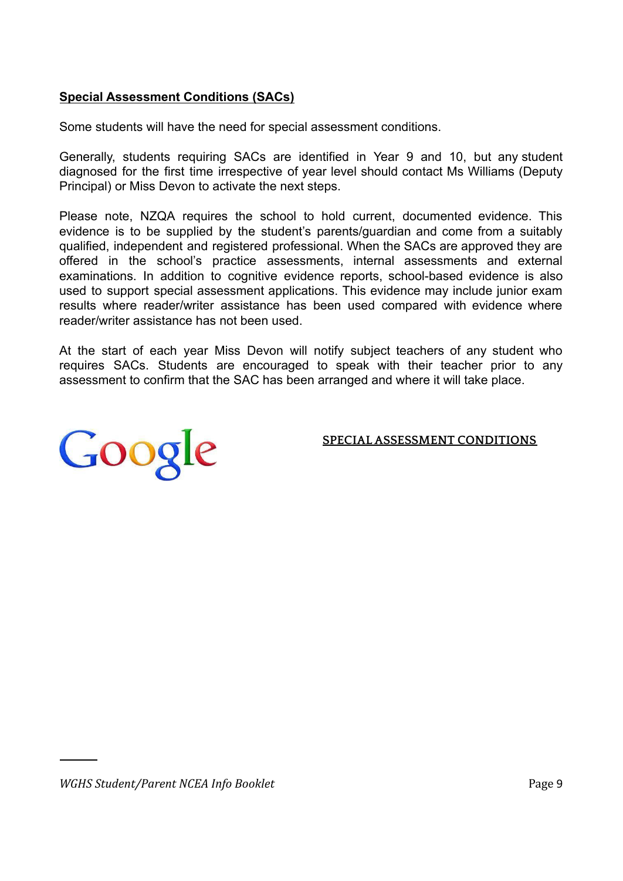## Special Assessment Conditions (SACs)

Some students will have the need for special assessment conditions.

Generally, students requiring SACs are identified in Year 9 and 10, but any student diagnosed for the first time irrespective of year level should contact Ms Williams (Deputy Principal) or Miss Devon to activate the next steps.

Please note, NZQA requires the school to hold current, documented evidence. This evidence is to be supplied by the student's parents/guardian and come from a suitably qualified, independent and registered professional. When the SACs are approved they are offered in the school's practice assessments, internal assessments and external examinations. In addition to cognitive evidence reports, school-based evidence is also used to support special assessment applications. This evidence may include junior exam results where reader/writer assistance has been used compared with evidence where reader/writer assistance has not been used.

At the start of each year Miss Devon will notify subject teachers of any student who requires SACs. Students are encouraged to speak with their teacher prior to any assessment to confirm that the SAC has been arranged and where it will take place.

Google

SPECIAL ASSESSMENT CONDITIONS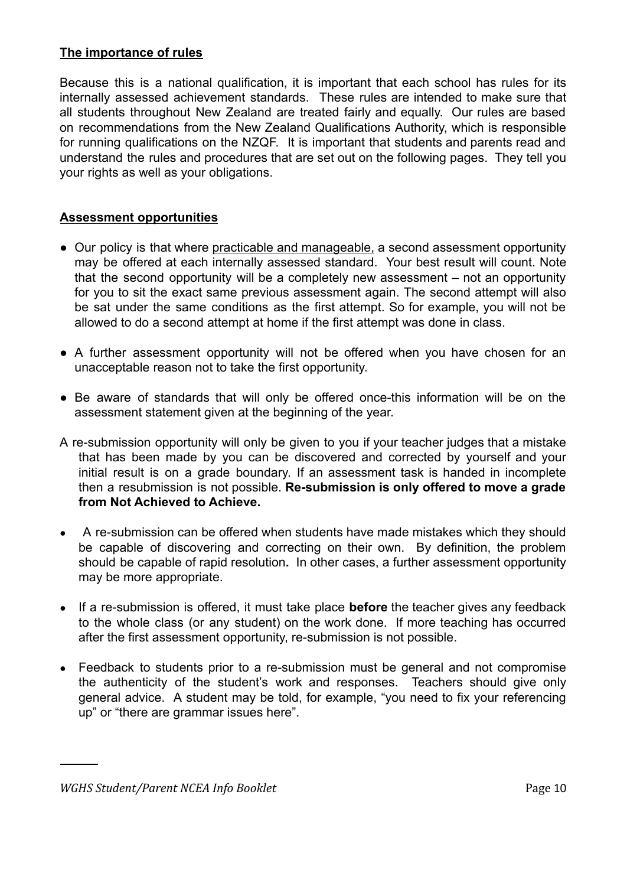## The importance of rules

Because this is a national qualification, it is important that each school has rules for its internally assessed achievement standards. These rules are intended to make sure that all students throughout New Zealand are treated fairly and equally. Our rules are based on recommendations from the New Zealand Qualifications Authority, which is responsible for running qualifications on the NZQF. It is important that students and parents read and understand the rules and procedures that are set out on the following pages. They tell you your rights as well as your obligations.

## Assessment opportunities

- Our policy is that where practicable and manageable, a second assessment opportunity may be offered at each internally assessed standard. Your best result will count. Note that the second opportunity will be a completely new assessment – not an opportunity for you to sit the exact same previous assessment again. The second attempt will also be sat under the same conditions as the first attempt. So for example, you will not be allowed to do a second attempt at home if the first attempt was done in class.
- A further assessment opportunity will not be offered when you have chosen for an unacceptable reason not to take the first opportunity.
- Be aware of standards that will only be offered once-this information will be on the assessment statement given at the beginning of the year.

A re-submission opportunity will only be given to you if your teacher judges that a mistake that has been made by you can be discovered and corrected by yourself and your initial result is on a grade boundary. If an assessment task is handed in incomplete then a resubmission is not possible. **Re-submission is only offered to move a grade from Not Achieved to Achieve.**

- A re-submission can be offered when students have made mistakes which they should be capable of discovering and correcting on their own. By definition, the problem should be capable of rapid resolution**.** In other cases, a further assessment opportunity may be more appropriate.
- If a re-submission is offered, it must take place **before** the teacher gives any feedback to the whole class (or any student) on the work done. If more teaching has occurred after the first assessment opportunity, re-submission is not possible.
- Feedback to students prior to a re-submission must be general and not compromise the authenticity of the student's work and responses. Teachers should give only general advice. A student may be told, for example, "you need to fix your referencing up" or "there are grammar issues here".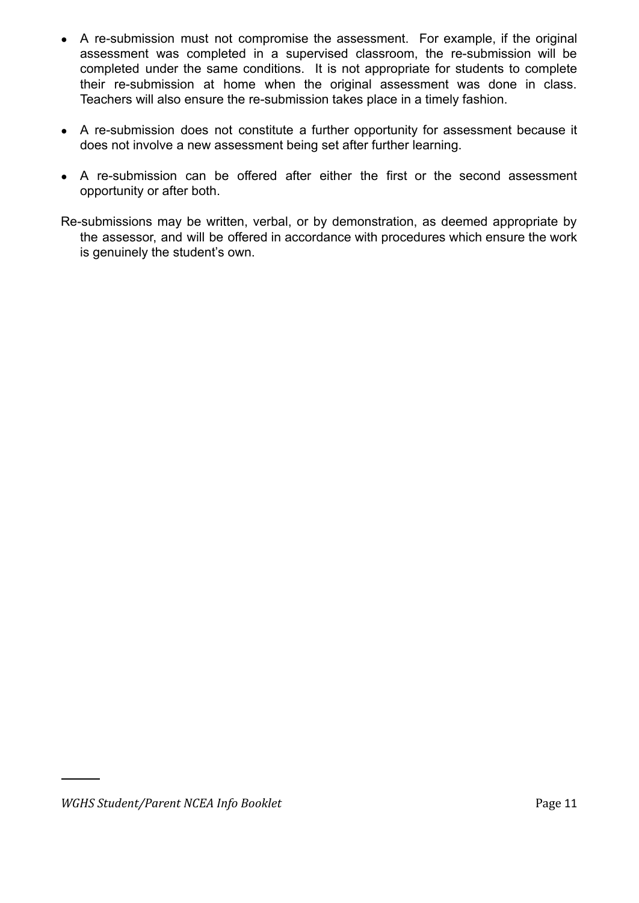- A re-submission must not compromise the assessment. For example, if the original assessment was completed in a supervised classroom, the re-submission will be completed under the same conditions. It is not appropriate for students to complete their re-submission at home when the original assessment was done in class. Teachers will also ensure the re-submission takes place in a timely fashion.

- A re-submission does not constitute a further opportunity for assessment because it does not involve a new assessment being set after further learning.

- A re-submission can be offered after either the first or the second assessment opportunity or after both.

Re-submissions may be written, verbal, or by demonstration, as deemed appropriate by the assessor, and will be offered in accordance with procedures which ensure the work is genuinely the student's own.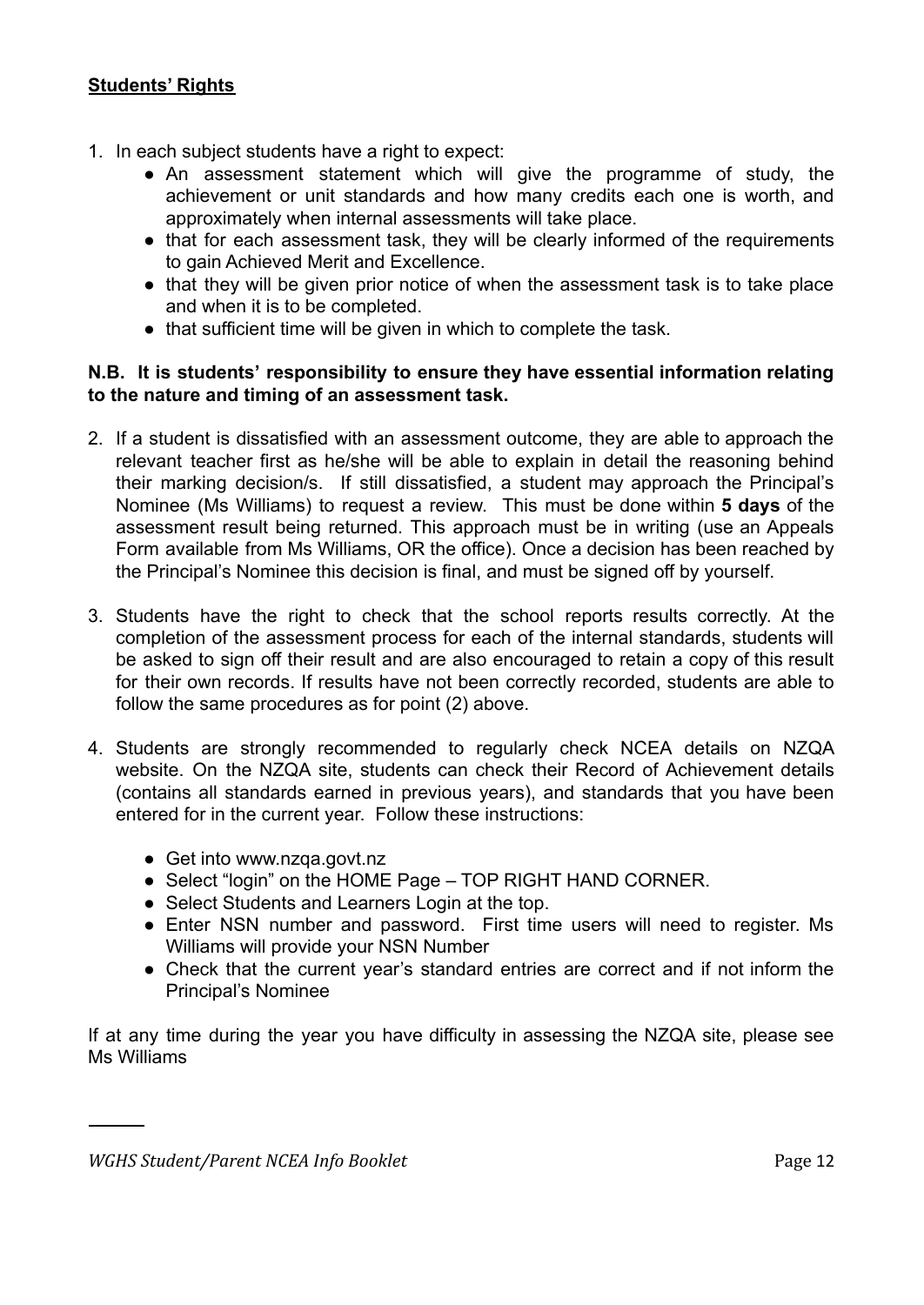**Students' Rights**

1. In each subject students have a right to expect:
   - An assessment statement which will give the programme of study, the achievement or unit standards and how many credits each one is worth, and approximately when internal assessments will take place.
   - that for each assessment task, they will be clearly informed of the requirements to gain Achieved Merit and Excellence.
   - that they will be given prior notice of when the assessment task is to take place and when it is to be completed.
   - that sufficient time will be given in which to complete the task.

**N.B. It is students' responsibility to ensure they have essential information relating to the nature and timing of an assessment task.**

2. If a student is dissatisfied with an assessment outcome, they are able to approach the relevant teacher first as he/she will be able to explain in detail the reasoning behind their marking decision/s. If still dissatisfied, a student may approach the Principal's Nominee (Ms Williams) to request a review. This must be done within **5 days** of the assessment result being returned. This approach must be in writing (use an Appeals Form available from Ms Williams, OR the office). Once a decision has been reached by the Principal's Nominee this decision is final, and must be signed off by yourself.

3. Students have the right to check that the school reports results correctly. At the completion of the assessment process for each of the internal standards, students will be asked to sign off their result and are also encouraged to retain a copy of this result for their own records. If results have not been correctly recorded, students are able to follow the same procedures as for point (2) above.

4. Students are strongly recommended to regularly check NCEA details on NZQA website. On the NZQA site, students can check their Record of Achievement details (contains all standards earned in previous years), and standards that you have been entered for in the current year. Follow these instructions:

   - Get into www.nzqa.govt.nz
   - Select "login" on the HOME Page – TOP RIGHT HAND CORNER.
   - Select Students and Learners Login at the top.
   - Enter NSN number and password. First time users will need to register. Ms Williams will provide your NSN Number
   - Check that the current year's standard entries are correct and if not inform the Principal's Nominee

If at any time during the year you have difficulty in assessing the NZQA site, please see Ms Williams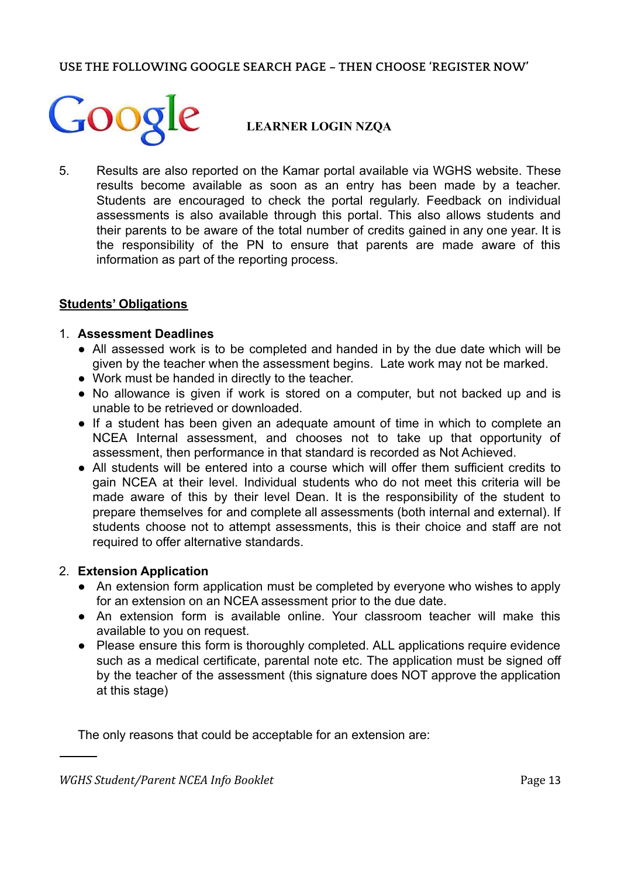USE THE FOLLOWING GOOGLE SEARCH PAGE – THEN CHOOSE 'REGISTER NOW'

Google **LEARNER LOGIN NZQA**

5. Results are also reported on the Kamar portal available via WGHS website. These results become available as soon as an entry has been made by a teacher. Students are encouraged to check the portal regularly. Feedback on individual assessments is also available through this portal. This also allows students and their parents to be aware of the total number of credits gained in any one year. It is the responsibility of the PN to ensure that parents are made aware of this information as part of the reporting process.

## Students' Obligations

1. **Assessment Deadlines**
   - All assessed work is to be completed and handed in by the due date which will be given by the teacher when the assessment begins. Late work may not be marked.
   - Work must be handed in directly to the teacher.
   - No allowance is given if work is stored on a computer, but not backed up and is unable to be retrieved or downloaded.
   - If a student has been given an adequate amount of time in which to complete an NCEA Internal assessment, and chooses not to take up that opportunity of assessment, then performance in that standard is recorded as Not Achieved.
   - All students will be entered into a course which will offer them sufficient credits to gain NCEA at their level. Individual students who do not meet this criteria will be made aware of this by their level Dean. It is the responsibility of the student to prepare themselves for and complete all assessments (both internal and external). If students choose not to attempt assessments, this is their choice and staff are not required to offer alternative standards.

2. **Extension Application**
   - An extension form application must be completed by everyone who wishes to apply for an extension on an NCEA assessment prior to the due date.
   - An extension form is available online. Your classroom teacher will make this available to you on request.
   - Please ensure this form is thoroughly completed. ALL applications require evidence such as a medical certificate, parental note etc. The application must be signed off by the teacher of the assessment (this signature does NOT approve the application at this stage)

The only reasons that could be acceptable for an extension are: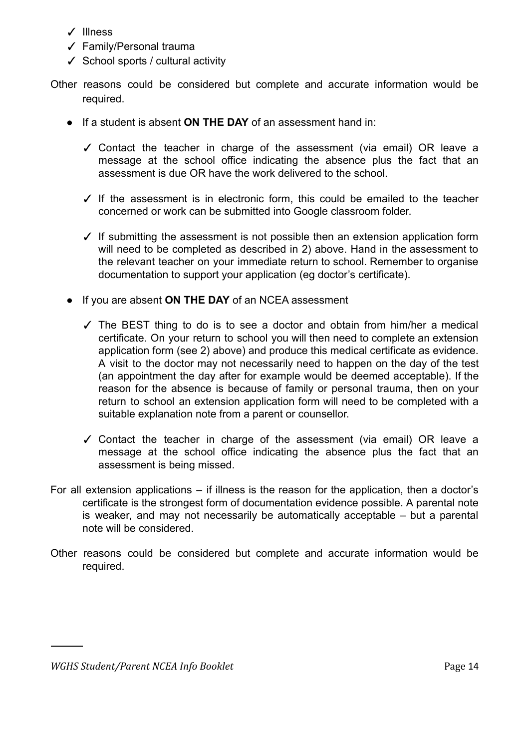- ✓ Illness
- ✓ Family/Personal trauma
- ✓ School sports / cultural activity

Other reasons could be considered but complete and accurate information would be required.

- If a student is absent **ON THE DAY** of an assessment hand in:
  - ✓ Contact the teacher in charge of the assessment (via email) OR leave a message at the school office indicating the absence plus the fact that an assessment is due OR have the work delivered to the school.
  - ✓ If the assessment is in electronic form, this could be emailed to the teacher concerned or work can be submitted into Google classroom folder.
  - ✓ If submitting the assessment is not possible then an extension application form will need to be completed as described in 2) above. Hand in the assessment to the relevant teacher on your immediate return to school. Remember to organise documentation to support your application (eg doctor's certificate).
- If you are absent **ON THE DAY** of an NCEA assessment
  - ✓ The BEST thing to do is to see a doctor and obtain from him/her a medical certificate. On your return to school you will then need to complete an extension application form (see 2) above) and produce this medical certificate as evidence. A visit to the doctor may not necessarily need to happen on the day of the test (an appointment the day after for example would be deemed acceptable). If the reason for the absence is because of family or personal trauma, then on your return to school an extension application form will need to be completed with a suitable explanation note from a parent or counsellor.
  - ✓ Contact the teacher in charge of the assessment (via email) OR leave a message at the school office indicating the absence plus the fact that an assessment is being missed.

For all extension applications – if illness is the reason for the application, then a doctor's certificate is the strongest form of documentation evidence possible. A parental note is weaker, and may not necessarily be automatically acceptable – but a parental note will be considered.

Other reasons could be considered but complete and accurate information would be required.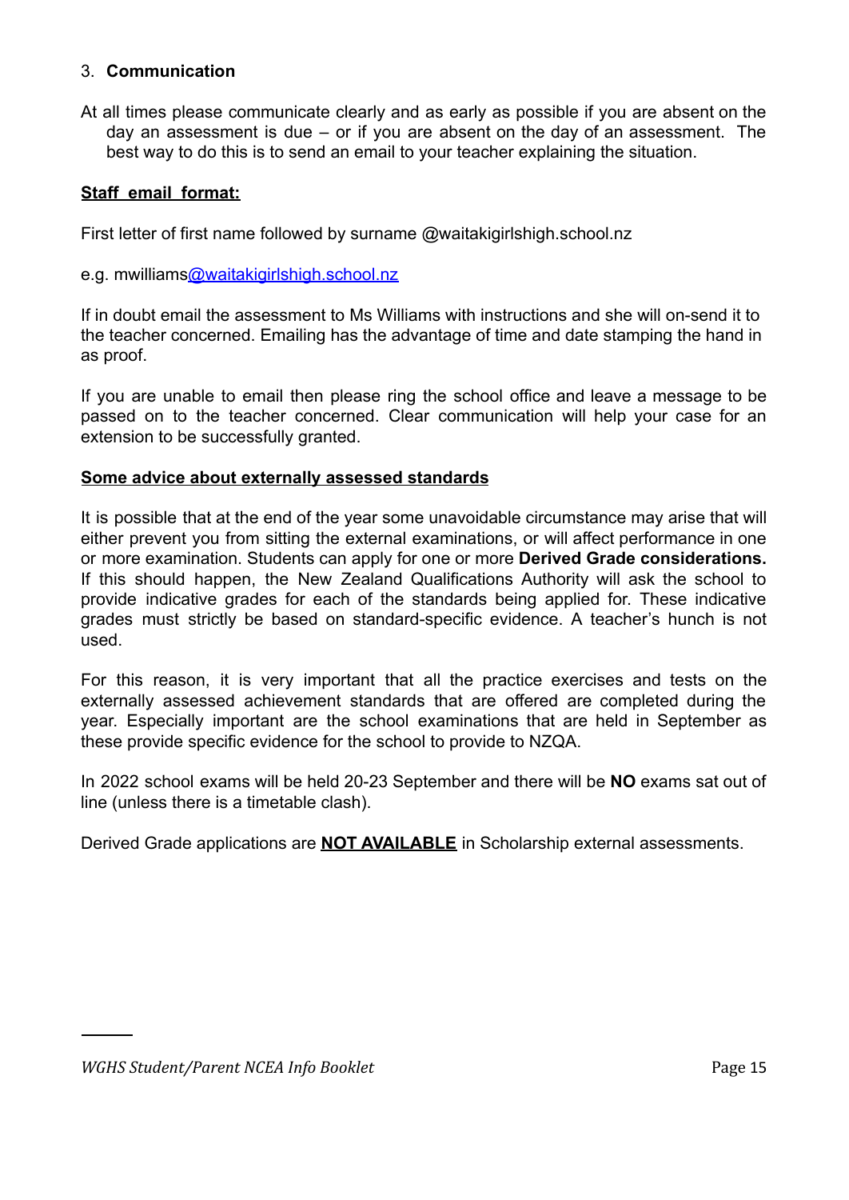3. **Communication**

At all times please communicate clearly and as early as possible if you are absent on the day an assessment is due – or if you are absent on the day of an assessment. The best way to do this is to send an email to your teacher explaining the situation.

**Staff email format:**

First letter of first name followed by surname @waitakigirlshigh.school.nz

e.g. mwilliams@waitakigirlshigh.school.nz

If in doubt email the assessment to Ms Williams with instructions and she will on-send it to the teacher concerned. Emailing has the advantage of time and date stamping the hand in as proof.

If you are unable to email then please ring the school office and leave a message to be passed on to the teacher concerned. Clear communication will help your case for an extension to be successfully granted.

**Some advice about externally assessed standards**

It is possible that at the end of the year some unavoidable circumstance may arise that will either prevent you from sitting the external examinations, or will affect performance in one or more examination. Students can apply for one or more **Derived Grade considerations.** If this should happen, the New Zealand Qualifications Authority will ask the school to provide indicative grades for each of the standards being applied for. These indicative grades must strictly be based on standard-specific evidence. A teacher's hunch is not used.

For this reason, it is very important that all the practice exercises and tests on the externally assessed achievement standards that are offered are completed during the year. Especially important are the school examinations that are held in September as these provide specific evidence for the school to provide to NZQA.

In 2022 school exams will be held 20-23 September and there will be **NO** exams sat out of line (unless there is a timetable clash).

Derived Grade applications are **NOT AVAILABLE** in Scholarship external assessments.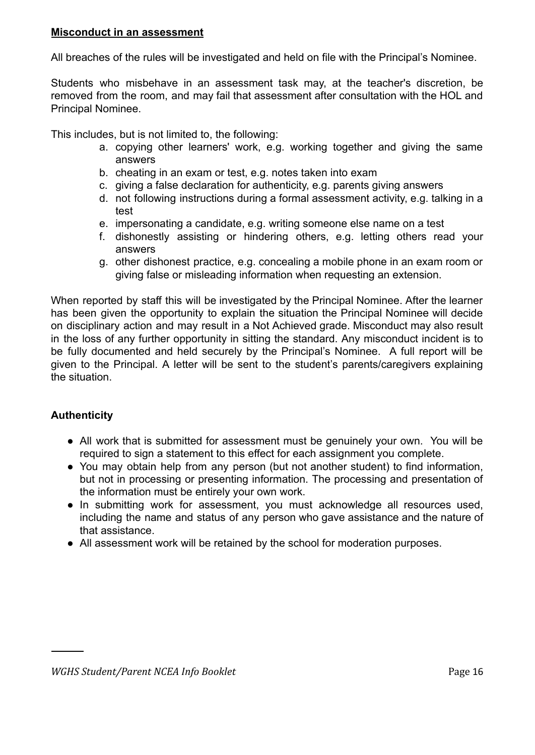## **Misconduct in an assessment**

All breaches of the rules will be investigated and held on file with the Principal's Nominee.

Students who misbehave in an assessment task may, at the teacher's discretion, be removed from the room, and may fail that assessment after consultation with the HOL and Principal Nominee.

This includes, but is not limited to, the following:

a. copying other learners' work, e.g. working together and giving the same answers
b. cheating in an exam or test, e.g. notes taken into exam
c. giving a false declaration for authenticity, e.g. parents giving answers
d. not following instructions during a formal assessment activity, e.g. talking in a test
e. impersonating a candidate, e.g. writing someone else name on a test
f. dishonestly assisting or hindering others, e.g. letting others read your answers
g. other dishonest practice, e.g. concealing a mobile phone in an exam room or giving false or misleading information when requesting an extension.

When reported by staff this will be investigated by the Principal Nominee. After the learner has been given the opportunity to explain the situation the Principal Nominee will decide on disciplinary action and may result in a Not Achieved grade. Misconduct may also result in the loss of any further opportunity in sitting the standard. Any misconduct incident is to be fully documented and held securely by the Principal's Nominee. A full report will be given to the Principal. A letter will be sent to the student's parents/caregivers explaining the situation.

## **Authenticity**

- All work that is submitted for assessment must be genuinely your own. You will be required to sign a statement to this effect for each assignment you complete.
- You may obtain help from any person (but not another student) to find information, but not in processing or presenting information. The processing and presentation of the information must be entirely your own work.
- In submitting work for assessment, you must acknowledge all resources used, including the name and status of any person who gave assistance and the nature of that assistance.
- All assessment work will be retained by the school for moderation purposes.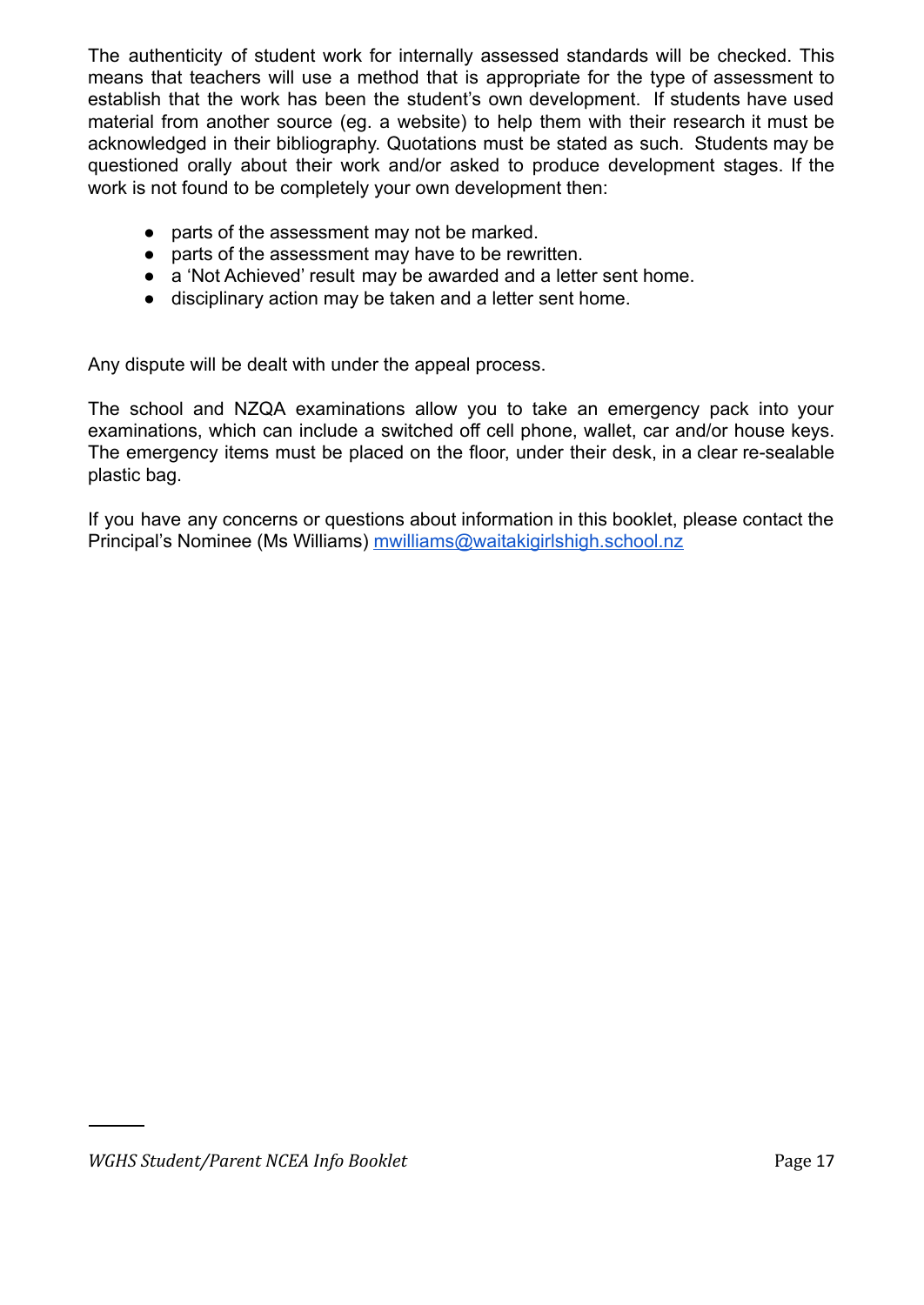The authenticity of student work for internally assessed standards will be checked. This means that teachers will use a method that is appropriate for the type of assessment to establish that the work has been the student's own development. If students have used material from another source (eg. a website) to help them with their research it must be acknowledged in their bibliography. Quotations must be stated as such. Students may be questioned orally about their work and/or asked to produce development stages. If the work is not found to be completely your own development then:

- parts of the assessment may not be marked.
- parts of the assessment may have to be rewritten.
- a 'Not Achieved' result may be awarded and a letter sent home.
- disciplinary action may be taken and a letter sent home.

Any dispute will be dealt with under the appeal process.

The school and NZQA examinations allow you to take an emergency pack into your examinations, which can include a switched off cell phone, wallet, car and/or house keys. The emergency items must be placed on the floor, under their desk, in a clear re-sealable plastic bag.

If you have any concerns or questions about information in this booklet, please contact the Principal's Nominee (Ms Williams) [mwilliams@waitakigirlshigh.school.nz](mailto:mwilliams@waitakigirlshigh.school.nz)